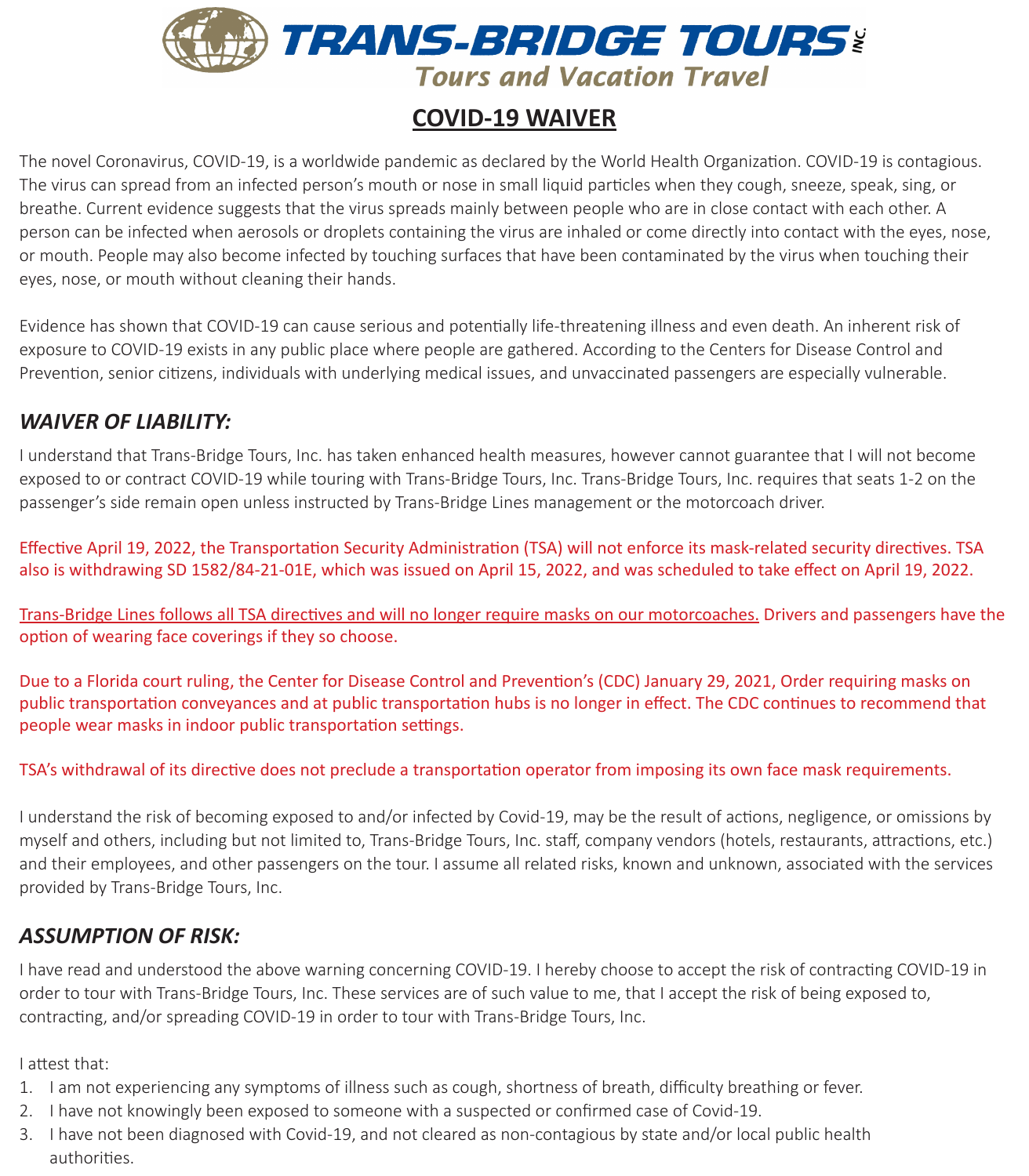# TRANS-BRIDGE TOURS INC.

Tours and Vacation Travel

## COVID-19 WAIVER

The novel Coronavirus, COVID-19, is a worldwide pandemic as declared by the World Health Organization. COVID-19 is contagious. The virus can spread from an infected person's mouth or nose in small liquid particles when they cough, sneeze, speak, sing, or breathe. Current evidence suggests that the virus spreads mainly between people who are in close contact with each other. A person can be infected when aerosols or droplets containing the virus are inhaled or come directly into contact with the eyes, nose, or mouth. People may also become infected by touching surfaces that have been contaminated by the virus when touching their eyes, nose, or mouth without cleaning their hands.

Evidence has shown that COVID-19 can cause serious and potentially life-threatening illness and even death. An inherent risk of exposure to COVID-19 exists in any public place where people are gathered. According to the Centers for Disease Control and Prevention, senior citizens, individuals with underlying medical issues, and unvaccinated passengers are especially vulnerable.

### *WAIVER OF LIABILITY:*

I understand that Trans-Bridge Tours, Inc. has taken enhanced health measures, however cannot guarantee that I will not become exposed to or contract COVID-19 while touring with Trans-Bridge Tours, Inc. Trans-Bridge Tours, Inc. requires that seats 1-2 on the passenger's side remain open unless instructed by Trans-Bridge Lines management or the motorcoach driver.

Effective April 19, 2022, the Transportation Security Administration (TSA) will not enforce its mask-related security directives. TSA also is withdrawing SD 1582/84-21-01E, which was issued on April 15, 2022, and was scheduled to take effect on April 19, 2022.

Trans-Bridge Lines follows all TSA directives and will no longer require masks on our motorcoaches. Drivers and passengers have the option of wearing face coverings if they so choose.

Due to a Florida court ruling, the Center for Disease Control and Prevention's (CDC) January 29, 2021, Order requiring masks on public transportation conveyances and at public transportation hubs is no longer in effect. The CDC continues to recommend that people wear masks in indoor public transportation settings.

TSA's withdrawal of its directive does not preclude a transportation operator from imposing its own face mask requirements.

I understand the risk of becoming exposed to and/or infected by Covid-19, may be the result of actions, negligence, or omissions by myself and others, including but not limited to, Trans-Bridge Tours, Inc. staff, company vendors (hotels, restaurants, attractions, etc.) and their employees, and other passengers on the tour. I assume all related risks, known and unknown, associated with the services provided by Trans-Bridge Tours, Inc.

### *ASSUMPTION OF RISK:*

I have read and understood the above warning concerning COVID-19. I hereby choose to accept the risk of contracting COVID-19 in order to tour with Trans-Bridge Tours, Inc. These services are of such value to me, that I accept the risk of being exposed to, contracting, and/or spreading COVID-19 in order to tour with Trans-Bridge Tours, Inc.

I attest that:

1. I am not experiencing any symptoms of illness such as cough, shortness of breath, difficulty breathing or fever.
2. I have not knowingly been exposed to someone with a suspected or confirmed case of Covid-19.
3. I have not been diagnosed with Covid-19, and not cleared as non-contagious by state and/or local public health authorities.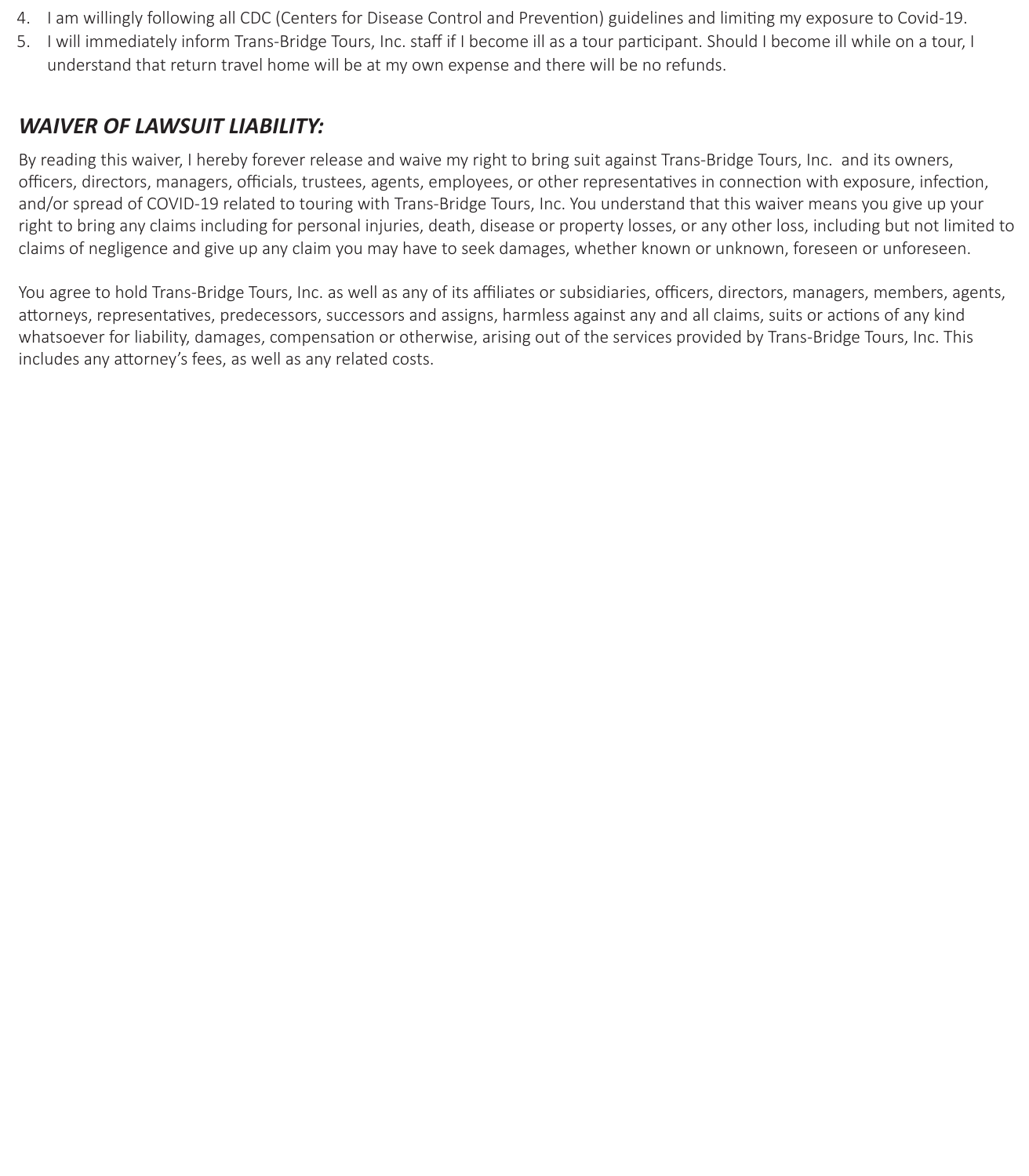4. I am willingly following all CDC (Centers for Disease Control and Prevention) guidelines and limiting my exposure to Covid-19.
5. I will immediately inform Trans-Bridge Tours, Inc. staff if I become ill as a tour participant. Should I become ill while on a tour, I understand that return travel home will be at my own expense and there will be no refunds.

## *WAIVER OF LAWSUIT LIABILITY:*

By reading this waiver, I hereby forever release and waive my right to bring suit against Trans-Bridge Tours, Inc. and its owners, officers, directors, managers, officials, trustees, agents, employees, or other representatives in connection with exposure, infection, and/or spread of COVID-19 related to touring with Trans-Bridge Tours, Inc. You understand that this waiver means you give up your right to bring any claims including for personal injuries, death, disease or property losses, or any other loss, including but not limited to claims of negligence and give up any claim you may have to seek damages, whether known or unknown, foreseen or unforeseen.

You agree to hold Trans-Bridge Tours, Inc. as well as any of its affiliates or subsidiaries, officers, directors, managers, members, agents, attorneys, representatives, predecessors, successors and assigns, harmless against any and all claims, suits or actions of any kind whatsoever for liability, damages, compensation or otherwise, arising out of the services provided by Trans-Bridge Tours, Inc. This includes any attorney's fees, as well as any related costs.